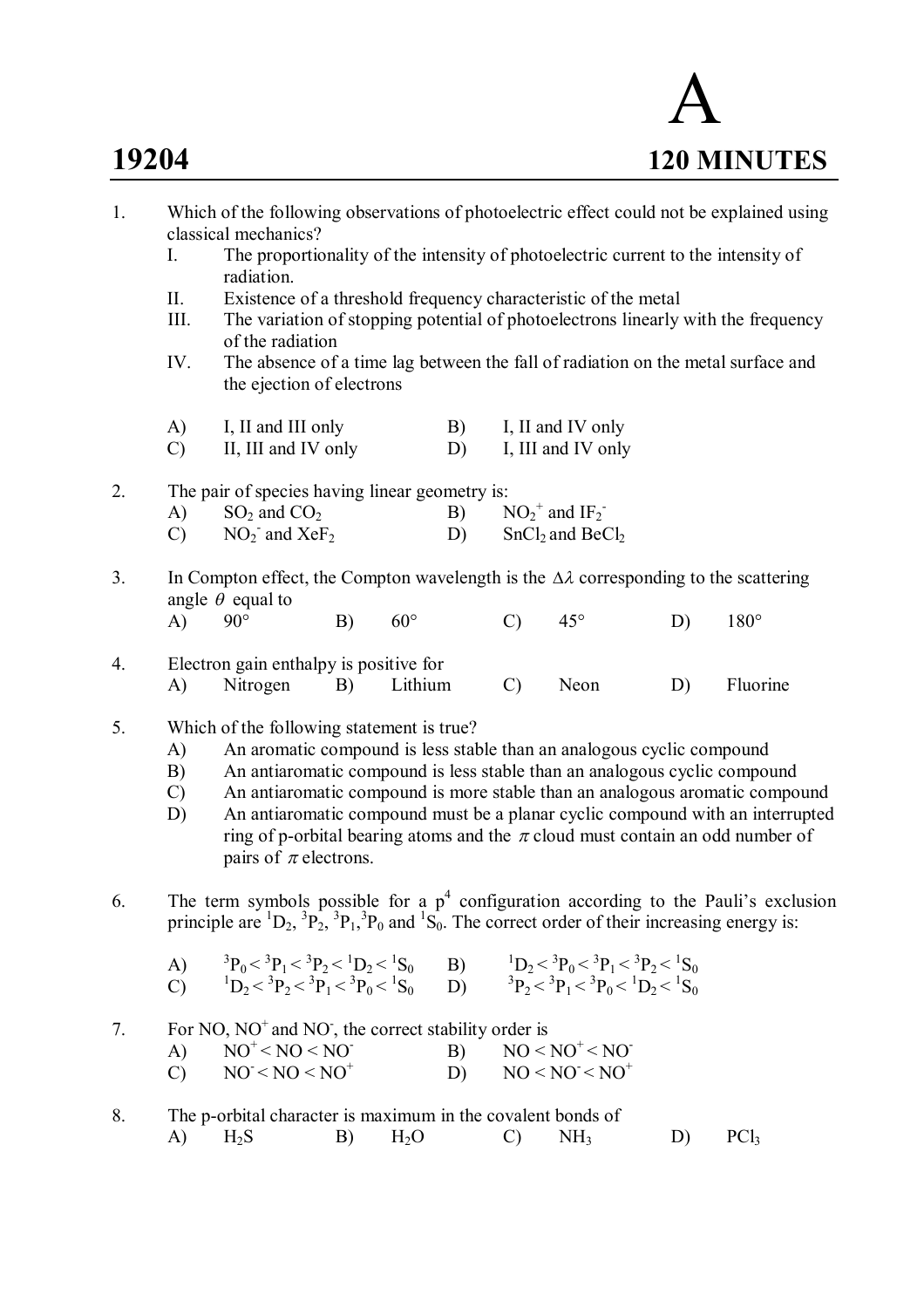# 19204

# A

**120 MINUTES**

1. Which of the following observations of photoelectric effect could not be explained using classical mechanics?
   - I. The proportionality of the intensity of photoelectric current to the intensity of radiation.
   - II. Existence of a threshold frequency characteristic of the metal
   - III. The variation of stopping potential of photoelectrons linearly with the frequency of the radiation
   - IV. The absence of a time lag between the fall of radiation on the metal surface and the ejection of electrons

   A) I, II and III only
   B) I, II and IV only
   C) II, III and IV only
   D) I, III and IV only

2. The pair of species having linear geometry is:

   A) $SO_2$ and $CO_2$
   B) $NO_2^+$ and $IF_2^-$
   C) $NO_2^-$ and $XeF_2$
   D) $SnCl_2$ and $BeCl_2$

3. In Compton effect, the Compton wavelength is the $\Delta\lambda$ corresponding to the scattering angle $\theta$ equal to

   A) 90°
   B) 60°
   C) 45°
   D) 180°

4. Electron gain enthalpy is positive for

   A) Nitrogen
   B) Lithium
   C) Neon
   D) Fluorine

5. Which of the following statement is true?

   A) An aromatic compound is less stable than an analogous cyclic compound
   B) An antiaromatic compound is less stable than an analogous cyclic compound
   C) An antiaromatic compound is more stable than an analogous aromatic compound
   D) An antiaromatic compound must be a planar cyclic compound with an interrupted ring of p-orbital bearing atoms and the $\pi$ cloud must contain an odd number of pairs of $\pi$ electrons.

6. The term symbols possible for a $p^4$ configuration according to the Pauli's exclusion principle are $^1D_2$, $^3P_2$, $^3P_1$, $^3P_0$ and $^1S_0$. The correct order of their increasing energy is:

   A) $^3P_0 < {}^3P_1 < {}^3P_2 < {}^1D_2 < {}^1S_0$
   B) $^1D_2 < {}^3P_0 < {}^3P_1 < {}^3P_2 < {}^1S_0$
   C) $^1D_2 < {}^3P_2 < {}^3P_1 < {}^3P_0 < {}^1S_0$
   D) $^3P_2 < {}^3P_1 < {}^3P_0 < {}^1D_2 < {}^1S_0$

7. For NO, $NO^+$ and $NO^-$, the correct stability order is

   A) $NO^+ < NO < NO^-$
   B) $NO < NO^+ < NO^-$
   C) $NO^- < NO < NO^+$
   D) $NO < NO^- < NO^+$

8. The p-orbital character is maximum in the covalent bonds of

   A) $H_2S$
   B) $H_2O$
   C) $NH_3$
   D) $PCl_3$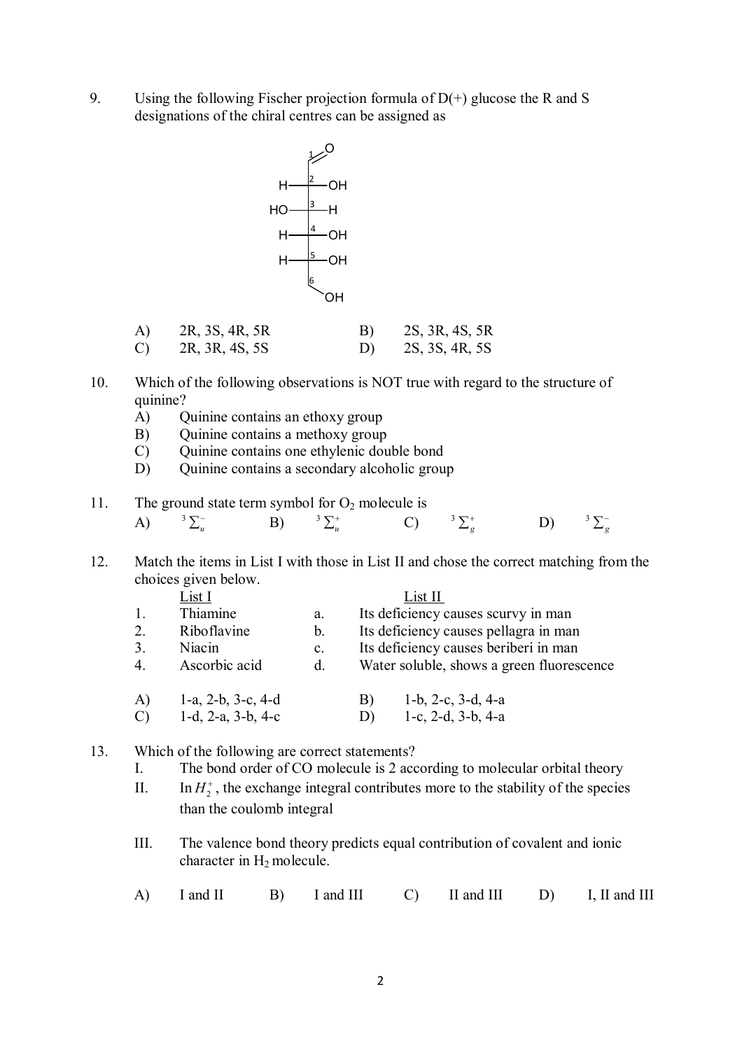9. Using the following Fischer projection formula of D(+) glucose the R and S designations of the chiral centres can be assigned as

```
        1 O
        //
  H ——2—— OH
 HO ——3—— H
  H ——4—— OH
  H ——5—— OH
        6
         \
          OH
```

A) 2R, 3S, 4R, 5R  B) 2S, 3R, 4S, 5R
C) 2R, 3R, 4S, 5S  D) 2S, 3S, 4R, 5S

10. Which of the following observations is NOT true with regard to the structure of quinine?
    A) Quinine contains an ethoxy group
    B) Quinine contains a methoxy group
    C) Quinine contains one ethylenic double bond
    D) Quinine contains a secondary alcoholic group

11. The ground state term symbol for $O_2$ molecule is
    A) $^3\Sigma_u^-$  B) $^3\Sigma_u^+$  C) $^3\Sigma_g^+$  D) $^3\Sigma_g^-$

12. Match the items in List I with those in List II and chose the correct matching from the choices given below.

| | List I | | List II |
|---|---|---|---|
| 1. | Thiamine | a. | Its deficiency causes scurvy in man |
| 2. | Riboflavine | b. | Its deficiency causes pellagra in man |
| 3. | Niacin | c. | Its deficiency causes beriberi in man |
| 4. | Ascorbic acid | d. | Water soluble, shows a green fluorescence |

A) 1-a, 2-b, 3-c, 4-d  B) 1-b, 2-c, 3-d, 4-a
C) 1-d, 2-a, 3-b, 4-c  D) 1-c, 2-d, 3-b, 4-a

13. Which of the following are correct statements?
    I. The bond order of CO molecule is 2 according to molecular orbital theory
    II. In $H_2^+$, the exchange integral contributes more to the stability of the species than the coulomb integral
    III. The valence bond theory predicts equal contribution of covalent and ionic character in $H_2$ molecule.

    A) I and II  B) I and III  C) II and III  D) I, II and III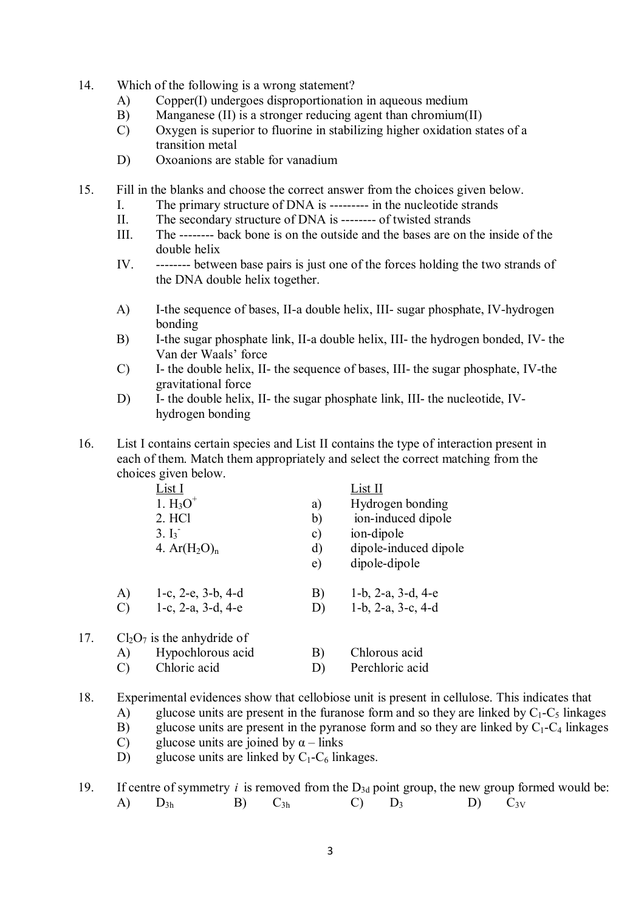14. Which of the following is a wrong statement?
   - A) Copper(I) undergoes disproportionation in aqueous medium
   - B) Manganese (II) is a stronger reducing agent than chromium(II)
   - C) Oxygen is superior to fluorine in stabilizing higher oxidation states of a transition metal
   - D) Oxoanions are stable for vanadium

15. Fill in the blanks and choose the correct answer from the choices given below.
   - I. The primary structure of DNA is --------- in the nucleotide strands
   - II. The secondary structure of DNA is -------- of twisted strands
   - III. The -------- back bone is on the outside and the bases are on the inside of the double helix
   - IV. -------- between base pairs is just one of the forces holding the two strands of the DNA double helix together.

   - A) I-the sequence of bases, II-a double helix, III- sugar phosphate, IV-hydrogen bonding
   - B) I-the sugar phosphate link, II-a double helix, III- the hydrogen bonded, IV- the Van der Waals' force
   - C) I- the double helix, II- the sequence of bases, III- the sugar phosphate, IV-the gravitational force
   - D) I- the double helix, II- the sugar phosphate link, III- the nucleotide, IV- hydrogen bonding

16. List I contains certain species and List II contains the type of interaction present in each of them. Match them appropriately and select the correct matching from the choices given below.

| List I | | List II |
|---|---|---|
| 1. $H_3O^+$ | a) | Hydrogen bonding |
| 2. HCl | b) | ion-induced dipole |
| 3. $I_3^-$ | c) | ion-dipole |
| 4. $Ar(H_2O)_n$ | d) | dipole-induced dipole |
| | e) | dipole-dipole |

   - A) 1-c, 2-e, 3-b, 4-d
   - B) 1-b, 2-a, 3-d, 4-e
   - C) 1-c, 2-a, 3-d, 4-e
   - D) 1-b, 2-a, 3-c, 4-d

17. $Cl_2O_7$ is the anhydride of
   - A) Hypochlorous acid
   - B) Chlorous acid
   - C) Chloric acid
   - D) Perchloric acid

18. Experimental evidences show that cellobiose unit is present in cellulose. This indicates that
   - A) glucose units are present in the furanose form and so they are linked by $C_1$-$C_5$ linkages
   - B) glucose units are present in the pyranose form and so they are linked by $C_1$-$C_4$ linkages
   - C) glucose units are joined by $\alpha$ – links
   - D) glucose units are linked by $C_1$-$C_6$ linkages.

19. If centre of symmetry $i$ is removed from the $D_{3d}$ point group, the new group formed would be:
   - A) $D_{3h}$
   - B) $C_{3h}$
   - C) $D_3$
   - D) $C_{3V}$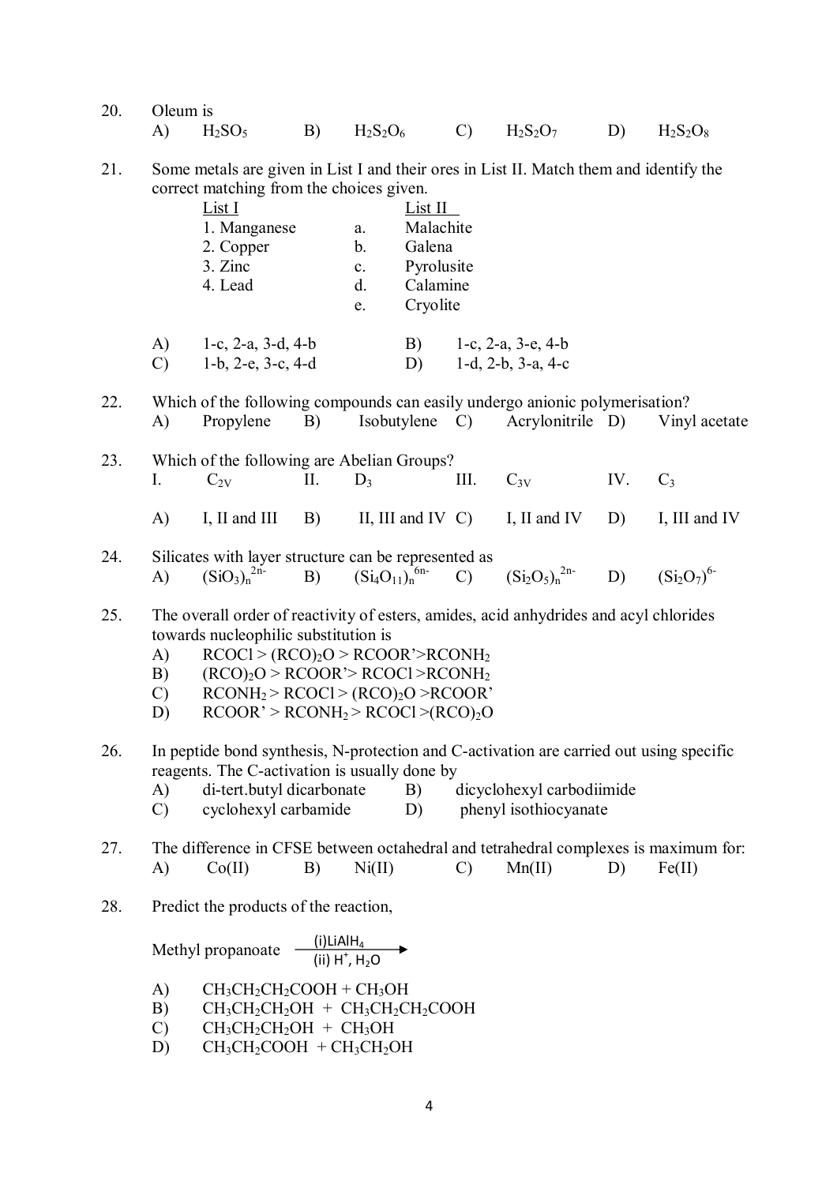20. Oleum is

A) $H_2SO_5$ B) $H_2S_2O_6$ C) $H_2S_2O_7$ D) $H_2S_2O_8$

21. Some metals are given in List I and their ores in List II. Match them and identify the correct matching from the choices given.

| List I | | List II |
|---|---|---|
| 1. Manganese | a. | Malachite |
| 2. Copper | b. | Galena |
| 3. Zinc | c. | Pyrolusite |
| 4. Lead | d. | Calamine |
| | e. | Cryolite |

A) 1-c, 2-a, 3-d, 4-b B) 1-c, 2-a, 3-e, 4-b
C) 1-b, 2-e, 3-c, 4-d D) 1-d, 2-b, 3-a, 4-c

22. Which of the following compounds can easily undergo anionic polymerisation?

A) Propylene B) Isobutylene C) Acrylonitrile D) Vinyl acetate

23. Which of the following are Abelian Groups?

I. $C_{2V}$ II. $D_3$ III. $C_{3V}$ IV. $C_3$

A) I, II and III B) II, III and IV C) I, II and IV D) I, III and IV

24. Silicates with layer structure can be represented as

A) $(SiO_3)_n^{2n-}$ B) $(Si_4O_{11})_n^{6n-}$ C) $(Si_2O_5)_n^{2n-}$ D) $(Si_2O_7)^{6-}$

25. The overall order of reactivity of esters, amides, acid anhydrides and acyl chlorides towards nucleophilic substitution is

A) $RCOCl > (RCO)_2O > RCOOR' > RCONH_2$
B) $(RCO)_2O > RCOOR' > RCOCl > RCONH_2$
C) $RCONH_2 > RCOCl > (RCO)_2O > RCOOR'$
D) $RCOOR' > RCONH_2 > RCOCl > (RCO)_2O$

26. In peptide bond synthesis, N-protection and C-activation are carried out using specific reagents. The C-activation is usually done by

A) di-tert.butyl dicarbonate B) dicyclohexyl carbodiimide
C) cyclohexyl carbamide D) phenyl isothiocyanate

27. The difference in CFSE between octahedral and tetrahedral complexes is maximum for:

A) Co(II) B) Ni(II) C) Mn(II) D) Fe(II)

28. Predict the products of the reaction,

$$\text{Methyl propanoate} \xrightarrow[\text{(ii) } H^+,\, H_2O]{\text{(i) } LiAlH_4}$$

A) $CH_3CH_2CH_2COOH + CH_3OH$
B) $CH_3CH_2CH_2OH + CH_3CH_2CH_2COOH$
C) $CH_3CH_2CH_2OH + CH_3OH$
D) $CH_3CH_2COOH + CH_3CH_2OH$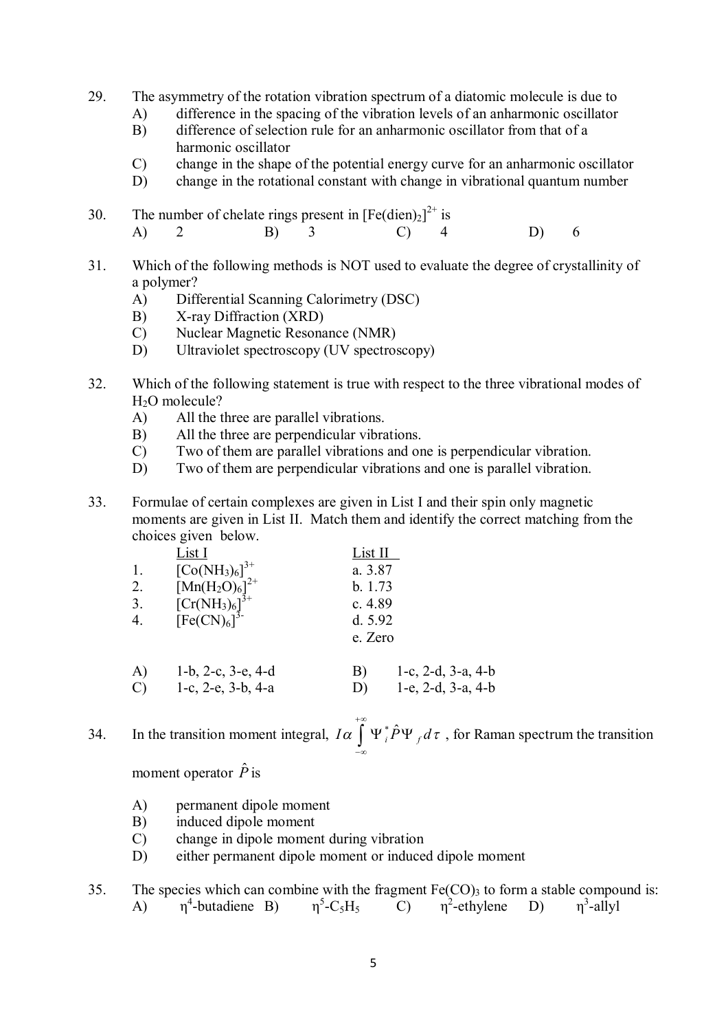29. The asymmetry of the rotation vibration spectrum of a diatomic molecule is due to
    A) difference in the spacing of the vibration levels of an anharmonic oscillator
    B) difference of selection rule for an anharmonic oscillator from that of a harmonic oscillator
    C) change in the shape of the potential energy curve for an anharmonic oscillator
    D) change in the rotational constant with change in vibrational quantum number

30. The number of chelate rings present in $[Fe(dien)_2]^{2+}$ is
    A) 2    B) 3    C) 4    D) 6

31. Which of the following methods is NOT used to evaluate the degree of crystallinity of a polymer?
    A) Differential Scanning Calorimetry (DSC)
    B) X-ray Diffraction (XRD)
    C) Nuclear Magnetic Resonance (NMR)
    D) Ultraviolet spectroscopy (UV spectroscopy)

32. Which of the following statement is true with respect to the three vibrational modes of $H_2O$ molecule?
    A) All the three are parallel vibrations.
    B) All the three are perpendicular vibrations.
    C) Two of them are parallel vibrations and one is perpendicular vibration.
    D) Two of them are perpendicular vibrations and one is parallel vibration.

33. Formulae of certain complexes are given in List I and their spin only magnetic moments are given in List II. Match them and identify the correct matching from the choices given below.

| List I | List II |
|---|---|
| 1. $[Co(NH_3)_6]^{3+}$ | a. 3.87 |
| 2. $[Mn(H_2O)_6]^{2+}$ | b. 1.73 |
| 3. $[Cr(NH_3)_6]^{3+}$ | c. 4.89 |
| 4. $[Fe(CN)_6]^{3-}$ | d. 5.92 |
| | e. Zero |

    A) 1-b, 2-c, 3-e, 4-d    B) 1-c, 2-d, 3-a, 4-b
    C) 1-c, 2-e, 3-b, 4-a    D) 1-e, 2-d, 3-a, 4-b

34. In the transition moment integral, $I \alpha \int_{-\infty}^{+\infty} \Psi_i^* \hat{P} \Psi_f \, d\tau$ , for Raman spectrum the transition moment operator $\hat{P}$ is
    A) permanent dipole moment
    B) induced dipole moment
    C) change in dipole moment during vibration
    D) either permanent dipole moment or induced dipole moment

35. The species which can combine with the fragment $Fe(CO)_3$ to form a stable compound is:
    A) $\eta^4$-butadiene    B) $\eta^5$-$C_5H_5$    C) $\eta^2$-ethylene    D) $\eta^3$-allyl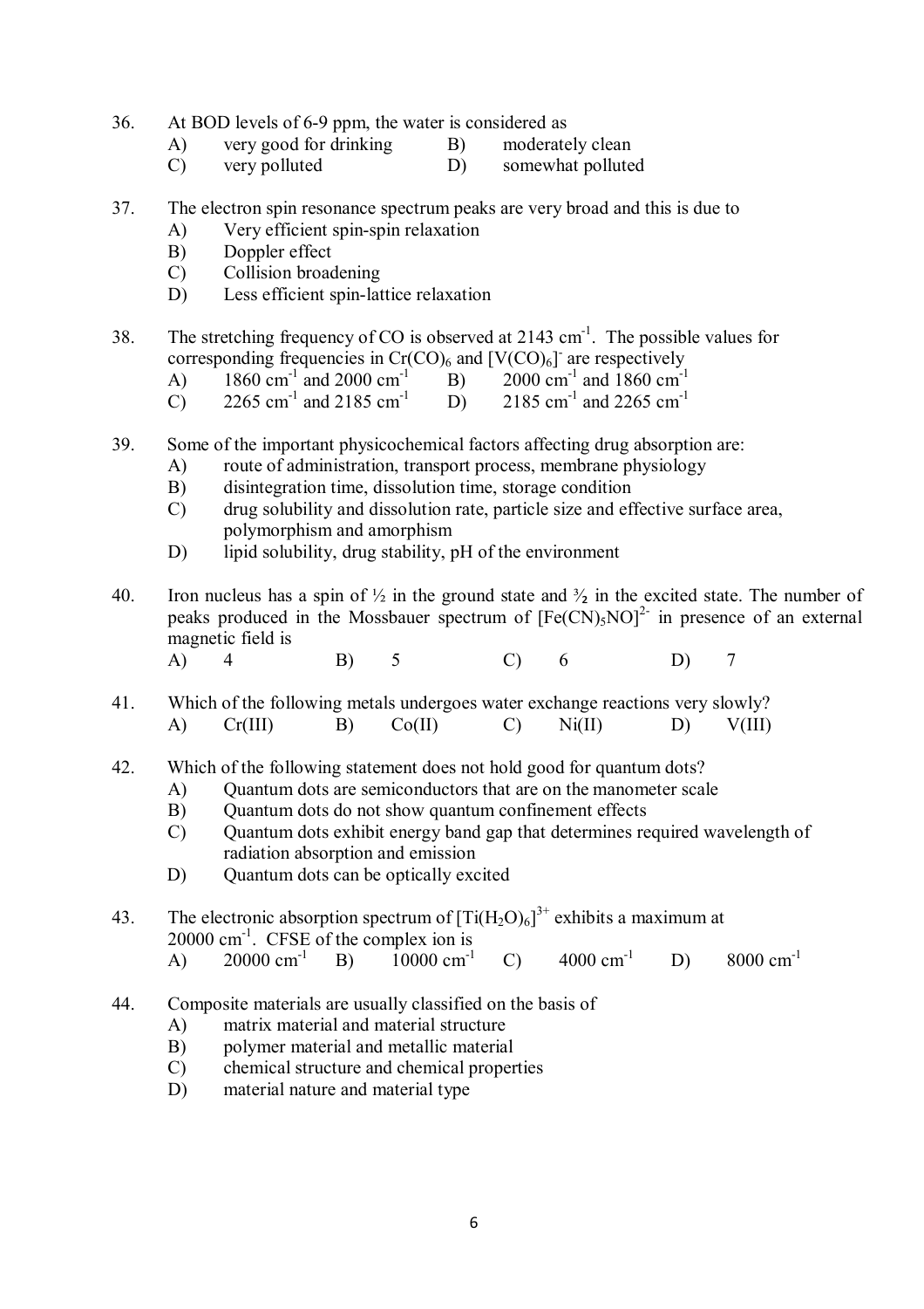36. At BOD levels of 6-9 ppm, the water is considered as
    A) very good for drinking
    B) moderately clean
    C) very polluted
    D) somewhat polluted

37. The electron spin resonance spectrum peaks are very broad and this is due to
    A) Very efficient spin-spin relaxation
    B) Doppler effect
    C) Collision broadening
    D) Less efficient spin-lattice relaxation

38. The stretching frequency of CO is observed at 2143 $cm^{-1}$. The possible values for corresponding frequencies in $Cr(CO)_6$ and $[V(CO)_6]^-$ are respectively
    A) 1860 $cm^{-1}$ and 2000 $cm^{-1}$
    B) 2000 $cm^{-1}$ and 1860 $cm^{-1}$
    C) 2265 $cm^{-1}$ and 2185 $cm^{-1}$
    D) 2185 $cm^{-1}$ and 2265 $cm^{-1}$

39. Some of the important physicochemical factors affecting drug absorption are:
    A) route of administration, transport process, membrane physiology
    B) disintegration time, dissolution time, storage condition
    C) drug solubility and dissolution rate, particle size and effective surface area, polymorphism and amorphism
    D) lipid solubility, drug stability, pH of the environment

40. Iron nucleus has a spin of ½ in the ground state and ³⁄₂ in the excited state. The number of peaks produced in the Mossbauer spectrum of $[Fe(CN)_5NO]^{2-}$ in presence of an external magnetic field is
    A) 4
    B) 5
    C) 6
    D) 7

41. Which of the following metals undergoes water exchange reactions very slowly?
    A) Cr(III)
    B) Co(II)
    C) Ni(II)
    D) V(III)

42. Which of the following statement does not hold good for quantum dots?
    A) Quantum dots are semiconductors that are on the manometer scale
    B) Quantum dots do not show quantum confinement effects
    C) Quantum dots exhibit energy band gap that determines required wavelength of radiation absorption and emission
    D) Quantum dots can be optically excited

43. The electronic absorption spectrum of $[Ti(H_2O)_6]^{3+}$ exhibits a maximum at 20000 $cm^{-1}$. CFSE of the complex ion is
    A) 20000 $cm^{-1}$
    B) 10000 $cm^{-1}$
    C) 4000 $cm^{-1}$
    D) 8000 $cm^{-1}$

44. Composite materials are usually classified on the basis of
    A) matrix material and material structure
    B) polymer material and metallic material
    C) chemical structure and chemical properties
    D) material nature and material type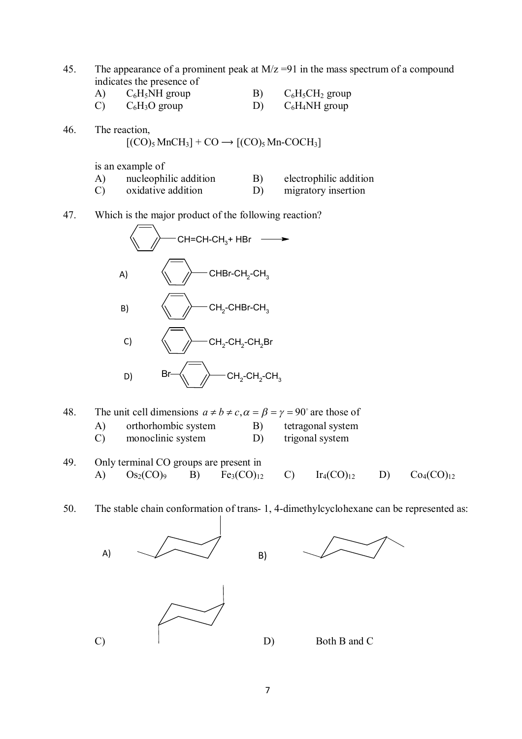45. The appearance of a prominent peak at M/z =91 in the mass spectrum of a compound indicates the presence of

A) $C_6H_5NH$ group  
B) $C_6H_5CH_2$ group  
C) $C_6H_3O$ group  
D) $C_6H_4NH$ group

46. The reaction,

$$[(CO)_5\,MnCH_3] + CO \longrightarrow [(CO)_5\,Mn\text{-}COCH_3]$$

is an example of

A) nucleophilic addition  
B) electrophilic addition  
C) oxidative addition  
D) migratory insertion

47. Which is the major product of the following reaction?

$C_6H_5$–CH=CH-$CH_3$ + HBr ⟶

A) $C_6H_5$–CHBr-$CH_2$-$CH_3$  
B) $C_6H_5$–$CH_2$-CHBr-$CH_3$  
C) $C_6H_5$–$CH_2$-$CH_2$-$CH_2$Br  
D) Br–$C_6H_4$–$CH_2$-$CH_2$-$CH_3$

48. The unit cell dimensions $a \neq b \neq c, \alpha = \beta = \gamma = 90^{\circ}$ are those of

A) orthorhombic system  
B) tetragonal system  
C) monoclinic system  
D) trigonal system

49. Only terminal CO groups are present in

A) $Os_2(CO)_9$  
B) $Fe_3(CO)_{12}$  
C) $Ir_4(CO)_{12}$  
D) $Co_4(CO)_{12}$

50. The stable chain conformation of trans- 1, 4-dimethylcyclohexane can be represented as:

A) [chair conformation structure]  
B) [chair conformation structure]  
C) [chair conformation structure]  
D) Both B and C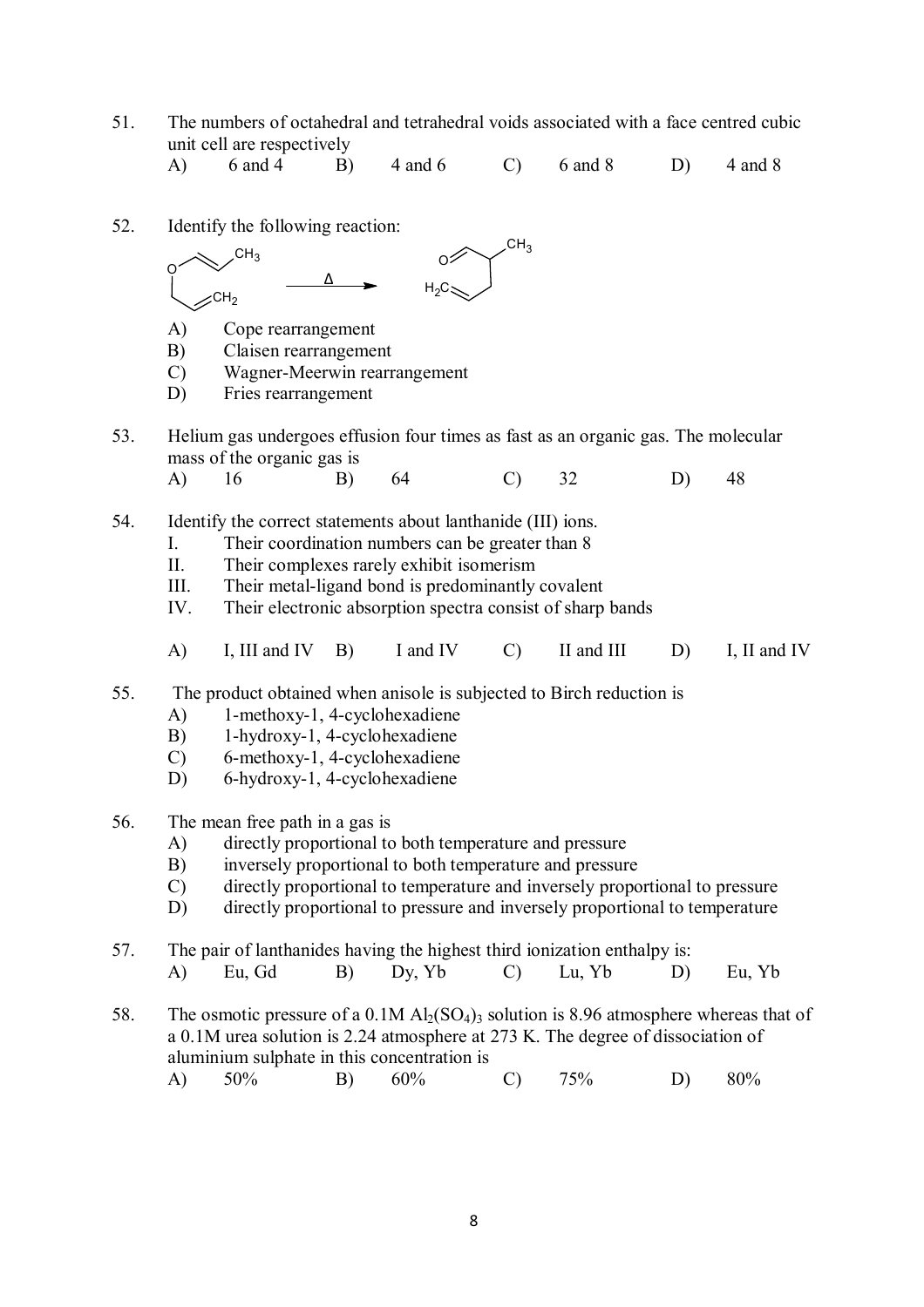51. The numbers of octahedral and tetrahedral voids associated with a face centred cubic unit cell are respectively

    A) 6 and 4  B) 4 and 6  C) 6 and 8  D) 4 and 8

52. Identify the following reaction:

    A) Cope rearrangement
    B) Claisen rearrangement
    C) Wagner-Meerwin rearrangement
    D) Fries rearrangement

53. Helium gas undergoes effusion four times as fast as an organic gas. The molecular mass of the organic gas is

    A) 16  B) 64  C) 32  D) 48

54. Identify the correct statements about lanthanide (III) ions.

    I. Their coordination numbers can be greater than 8
    II. Their complexes rarely exhibit isomerism
    III. Their metal-ligand bond is predominantly covalent
    IV. Their electronic absorption spectra consist of sharp bands

    A) I, III and IV  B) I and IV  C) II and III  D) I, II and IV

55. The product obtained when anisole is subjected to Birch reduction is

    A) 1-methoxy-1, 4-cyclohexadiene
    B) 1-hydroxy-1, 4-cyclohexadiene
    C) 6-methoxy-1, 4-cyclohexadiene
    D) 6-hydroxy-1, 4-cyclohexadiene

56. The mean free path in a gas is

    A) directly proportional to both temperature and pressure
    B) inversely proportional to both temperature and pressure
    C) directly proportional to temperature and inversely proportional to pressure
    D) directly proportional to pressure and inversely proportional to temperature

57. The pair of lanthanides having the highest third ionization enthalpy is:

    A) Eu, Gd  B) Dy, Yb  C) Lu, Yb  D) Eu, Yb

58. The osmotic pressure of a 0.1M $Al_2(SO_4)_3$ solution is 8.96 atmosphere whereas that of a 0.1M urea solution is 2.24 atmosphere at 273 K. The degree of dissociation of aluminium sulphate in this concentration is

    A) 50%  B) 60%  C) 75%  D) 80%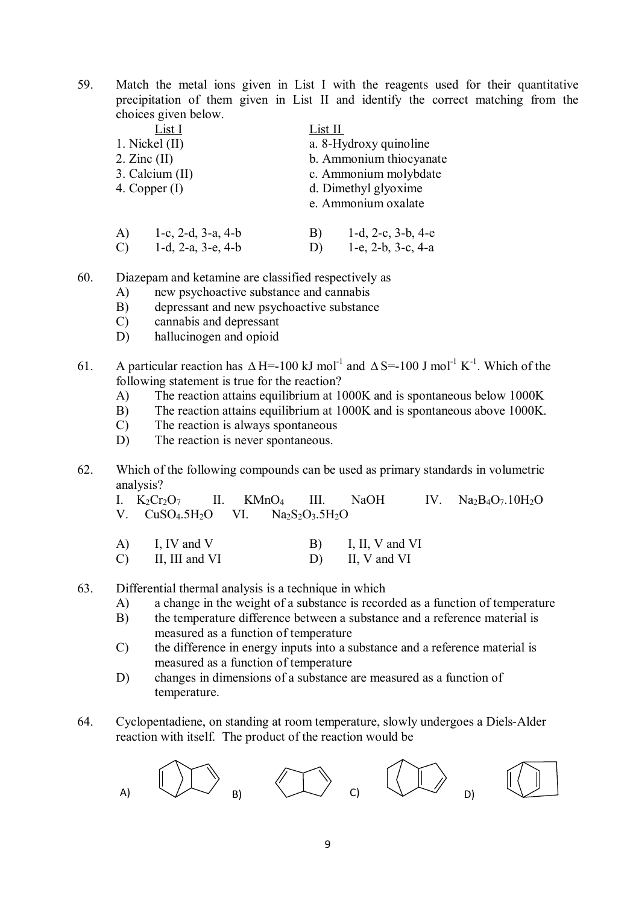59. Match the metal ions given in List I with the reagents used for their quantitative precipitation of them given in List II and identify the correct matching from the choices given below.

| List I | List II |
|---|---|
| 1. Nickel (II) | a. 8-Hydroxy quinoline |
| 2. Zinc (II) | b. Ammonium thiocyanate |
| 3. Calcium (II) | c. Ammonium molybdate |
| 4. Copper (I) | d. Dimethyl glyoxime |
| | e. Ammonium oxalate |

A) 1-c, 2-d, 3-a, 4-b  B) 1-d, 2-c, 3-b, 4-e
C) 1-d, 2-a, 3-e, 4-b  D) 1-e, 2-b, 3-c, 4-a

60. Diazepam and ketamine are classified respectively as
A) new psychoactive substance and cannabis
B) depressant and new psychoactive substance
C) cannabis and depressant
D) hallucinogen and opioid

61. A particular reaction has $\Delta H$=-100 kJ mol$^{-1}$ and $\Delta S$=-100 J mol$^{-1}$ K$^{-1}$. Which of the following statement is true for the reaction?
A) The reaction attains equilibrium at 1000K and is spontaneous below 1000K
B) The reaction attains equilibrium at 1000K and is spontaneous above 1000K.
C) The reaction is always spontaneous
D) The reaction is never spontaneous.

62. Which of the following compounds can be used as primary standards in volumetric analysis?
I. $K_2Cr_2O_7$  II. $KMnO_4$  III. NaOH  IV. $Na_2B_4O_7.10H_2O$
V. $CuSO_4.5H_2O$  VI. $Na_2S_2O_3.5H_2O$

A) I, IV and V  B) I, II, V and VI
C) II, III and VI  D) II, V and VI

63. Differential thermal analysis is a technique in which
A) a change in the weight of a substance is recorded as a function of temperature
B) the temperature difference between a substance and a reference material is measured as a function of temperature
C) the difference in energy inputs into a substance and a reference material is measured as a function of temperature
D) changes in dimensions of a substance are measured as a function of temperature.

64. Cyclopentadiene, on standing at room temperature, slowly undergoes a Diels-Alder reaction with itself. The product of the reaction would be

A) B) C) D)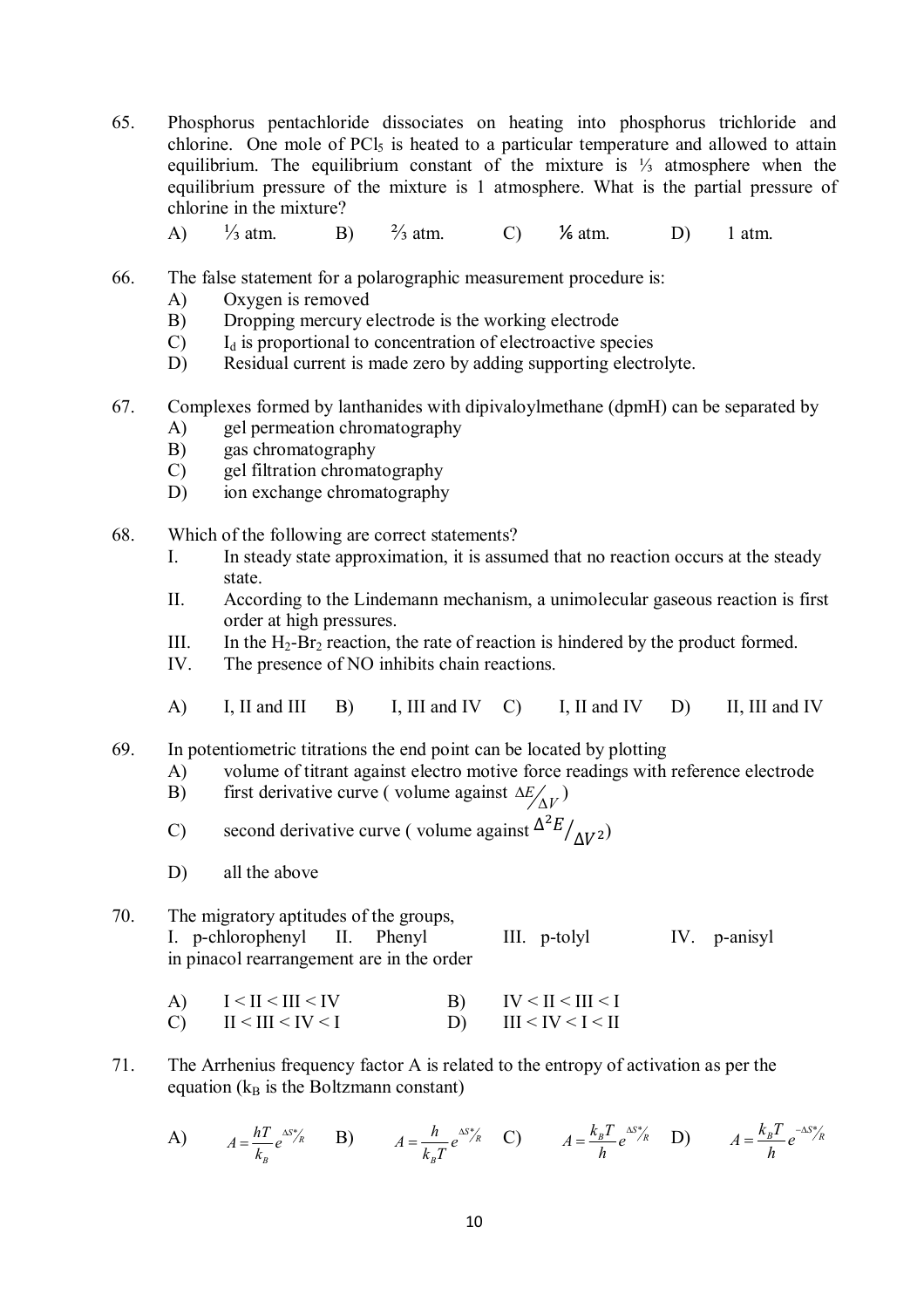65. Phosphorus pentachloride dissociates on heating into phosphorus trichloride and chlorine. One mole of $PCl_5$ is heated to a particular temperature and allowed to attain equilibrium. The equilibrium constant of the mixture is ⅓ atmosphere when the equilibrium pressure of the mixture is 1 atmosphere. What is the partial pressure of chlorine in the mixture?

   A) ⅓ atm. B) ⅔ atm. C) ⅙ atm. D) 1 atm.

66. The false statement for a polarographic measurement procedure is:
   - A) Oxygen is removed
   - B) Dropping mercury electrode is the working electrode
   - C) $I_d$ is proportional to concentration of electroactive species
   - D) Residual current is made zero by adding supporting electrolyte.

67. Complexes formed by lanthanides with dipivaloylmethane (dpmH) can be separated by
   - A) gel permeation chromatography
   - B) gas chromatography
   - C) gel filtration chromatography
   - D) ion exchange chromatography

68. Which of the following are correct statements?
   - I. In steady state approximation, it is assumed that no reaction occurs at the steady state.
   - II. According to the Lindemann mechanism, a unimolecular gaseous reaction is first order at high pressures.
   - III. In the $H_2$-$Br_2$ reaction, the rate of reaction is hindered by the product formed.
   - IV. The presence of NO inhibits chain reactions.

   A) I, II and III B) I, III and IV C) I, II and IV D) II, III and IV

69. In potentiometric titrations the end point can be located by plotting
   - A) volume of titrant against electro motive force readings with reference electrode
   - B) first derivative curve ( volume against $\Delta E/\Delta V$ )
   - C) second derivative curve ( volume against $\Delta^2 E/\Delta V^2$)
   - D) all the above

70. The migratory aptitudes of the groups,
   I. p-chlorophenyl II. Phenyl III. p-tolyl IV. p-anisyl
   in pinacol rearrangement are in the order

   A) I < II < III < IV B) IV < II < III < I
   C) II < III < IV < I D) III < IV < I < II

71. The Arrhenius frequency factor A is related to the entropy of activation as per the equation ($k_B$ is the Boltzmann constant)

   A) $A = \frac{hT}{k_B} e^{\Delta S^*/R}$ B) $A = \frac{h}{k_B T} e^{\Delta S^*/R}$ C) $A = \frac{k_B T}{h} e^{\Delta S^*/R}$ D) $A = \frac{k_B T}{h} e^{-\Delta S^*/R}$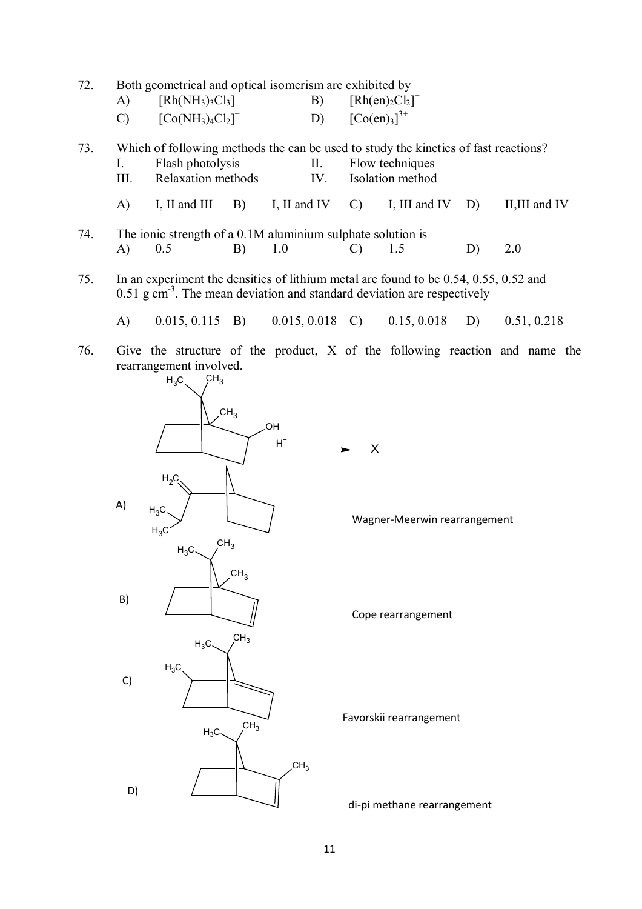72. Both geometrical and optical isomerism are exhibited by

A) $[Rh(NH_3)_3Cl_3]$ B) $[Rh(en)_2Cl_2]^+$

C) $[Co(NH_3)_4Cl_2]^+$ D) $[Co(en)_3]^{3+}$

73. Which of following methods the can be used to study the kinetics of fast reactions?

I. Flash photolysis II. Flow techniques

III. Relaxation methods IV. Isolation method

A) I, II and III B) I, II and IV C) I, III and IV D) II,III and IV

74. The ionic strength of a 0.1M aluminium sulphate solution is

A) 0.5 B) 1.0 C) 1.5 D) 2.0

75. In an experiment the densities of lithium metal are found to be 0.54, 0.55, 0.52 and 0.51 g $cm^{-3}$. The mean deviation and standard deviation are respectively

A) 0.015, 0.115 B) 0.015, 0.018 C) 0.15, 0.018 D) 0.51, 0.218

76. Give the structure of the product, X of the following reaction and name the rearrangement involved.

A) Wagner-Meerwin rearrangement

B) Cope rearrangement

C) Favorskii rearrangement

D) di-pi methane rearrangement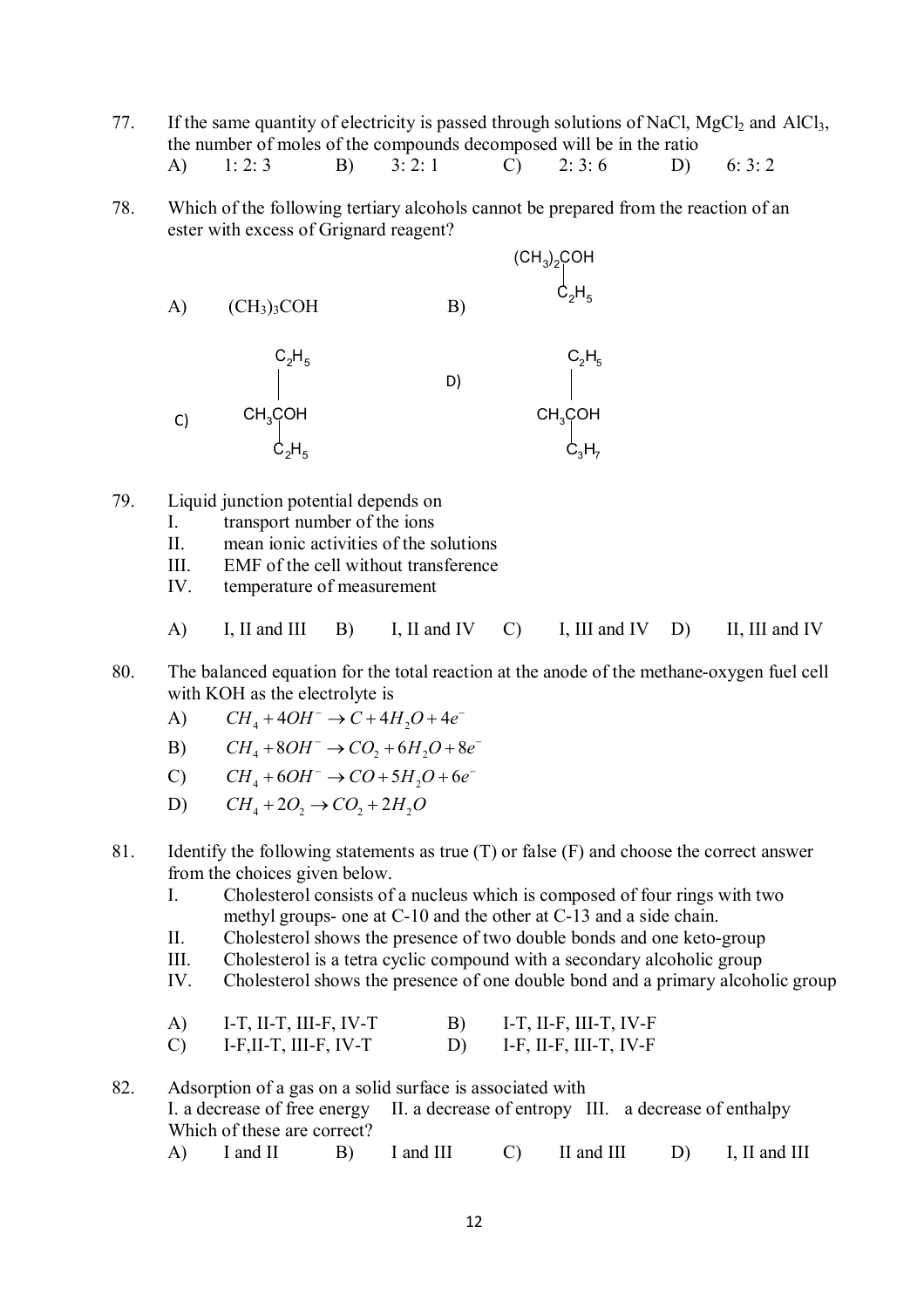77. If the same quantity of electricity is passed through solutions of NaCl, $MgCl_2$ and $AlCl_3$, the number of moles of the compounds decomposed will be in the ratio

A) 1: 2: 3  B) 3: 2: 1  C) 2: 3: 6  D) 6: 3: 2

78. Which of the following tertiary alcohols cannot be prepared from the reaction of an ester with excess of Grignard reagent?

A) $(CH_3)_3COH$

B) $(CH_3)_2C(OH)C_2H_5$

C) $CH_3C(OH)(C_2H_5)C_2H_5$

D) $CH_3C(OH)(C_2H_5)C_3H_7$

79. Liquid junction potential depends on

I. transport number of the ions
II. mean ionic activities of the solutions
III. EMF of the cell without transference
IV. temperature of measurement

A) I, II and III  B) I, II and IV  C) I, III and IV  D) II, III and IV

80. The balanced equation for the total reaction at the anode of the methane-oxygen fuel cell with KOH as the electrolyte is

A) $CH_4 + 4OH^- \rightarrow C + 4H_2O + 4e^-$

B) $CH_4 + 8OH^- \rightarrow CO_2 + 6H_2O + 8e^-$

C) $CH_4 + 6OH^- \rightarrow CO + 5H_2O + 6e^-$

D) $CH_4 + 2O_2 \rightarrow CO_2 + 2H_2O$

81. Identify the following statements as true (T) or false (F) and choose the correct answer from the choices given below.

I. Cholesterol consists of a nucleus which is composed of four rings with two methyl groups- one at C-10 and the other at C-13 and a side chain.
II. Cholesterol shows the presence of two double bonds and one keto-group
III. Cholesterol is a tetra cyclic compound with a secondary alcoholic group
IV. Cholesterol shows the presence of one double bond and a primary alcoholic group

A) I-T, II-T, III-F, IV-T  B) I-T, II-F, III-T, IV-F
C) I-F,II-T, III-F, IV-T  D) I-F, II-F, III-T, IV-F

82. Adsorption of a gas on a solid surface is associated with

I. a decrease of free energy  II. a decrease of entropy  III. a decrease of enthalpy

Which of these are correct?

A) I and II  B) I and III  C) II and III  D) I, II and III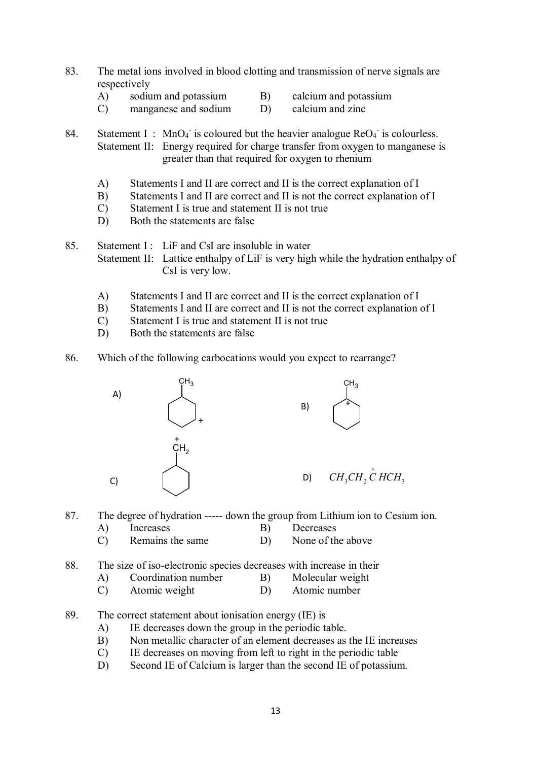83. The metal ions involved in blood clotting and transmission of nerve signals are respectively

A) sodium and potassium
B) calcium and potassium
C) manganese and sodium
D) calcium and zinc

84. Statement I : $MnO_4^-$ is coloured but the heavier analogue $ReO_4^-$ is colourless.
Statement II: Energy required for charge transfer from oxygen to manganese is greater than that required for oxygen to rhenium

A) Statements I and II are correct and II is the correct explanation of I
B) Statements I and II are correct and II is not the correct explanation of I
C) Statement I is true and statement II is not true
D) Both the statements are false

85. Statement I : LiF and CsI are insoluble in water
Statement II: Lattice enthalpy of LiF is very high while the hydration enthalpy of CsI is very low.

A) Statements I and II are correct and II is the correct explanation of I
B) Statements I and II are correct and II is not the correct explanation of I
C) Statement I is true and statement II is not true
D) Both the statements are false

86. Which of the following carbocations would you expect to rearrange?

A) Cyclohexane ring with $CH_3$ on one carbon and + on the adjacent carbon
B) Cyclohexane ring with $CH_3$ and + on the same carbon
C) Cyclohexane ring bearing $\overset{+}{C}H_2$
D) $CH_3CH_2\overset{+}{C}HCH_3$

87. The degree of hydration ----- down the group from Lithium ion to Cesium ion.

A) Increases
B) Decreases
C) Remains the same
D) None of the above

88. The size of iso-electronic species decreases with increase in their

A) Coordination number
B) Molecular weight
C) Atomic weight
D) Atomic number

89. The correct statement about ionisation energy (IE) is

A) IE decreases down the group in the periodic table.
B) Non metallic character of an element decreases as the IE increases
C) IE decreases on moving from left to right in the periodic table
D) Second IE of Calcium is larger than the second IE of potassium.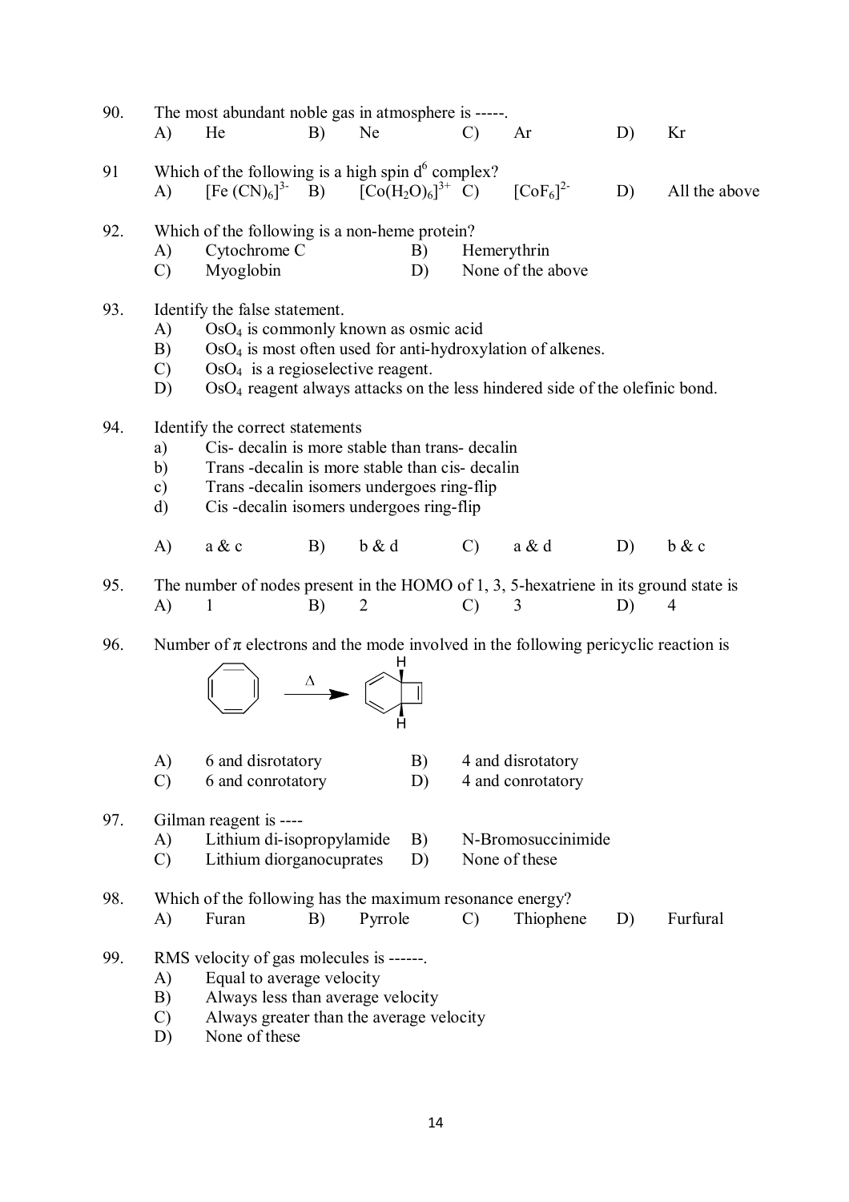90. The most abundant noble gas in atmosphere is -----.

A) He  B) Ne  C) Ar  D) Kr

91 Which of the following is a high spin $d^6$ complex?

A) $[Fe(CN)_6]^{3-}$  B) $[Co(H_2O)_6]^{3+}$  C) $[CoF_6]^{2-}$  D) All the above

92. Which of the following is a non-heme protein?

A) Cytochrome C  B) Hemerythrin

C) Myoglobin  D) None of the above

93. Identify the false statement.

A) $OsO_4$ is commonly known as osmic acid

B) $OsO_4$ is most often used for anti-hydroxylation of alkenes.

C) $OsO_4$ is a regioselective reagent.

D) $OsO_4$ reagent always attacks on the less hindered side of the olefinic bond.

94. Identify the correct statements

a) Cis- decalin is more stable than trans- decalin

b) Trans -decalin is more stable than cis- decalin

c) Trans -decalin isomers undergoes ring-flip

d) Cis -decalin isomers undergoes ring-flip

A) a & c  B) b & d  C) a & d  D) b & c

95. The number of nodes present in the HOMO of 1, 3, 5-hexatriene in its ground state is

A) 1  B) 2  C) 3  D) 4

96. Number of π electrons and the mode involved in the following pericyclic reaction is

(Cyclooctatetraene $\xrightarrow{\Delta}$ bicyclo[4.2.0]octatriene with cis H atoms at the ring fusion)

A) 6 and disrotatory  B) 4 and disrotatory

C) 6 and conrotatory  D) 4 and conrotatory

97. Gilman reagent is ----

A) Lithium di-isopropylamide  B) N-Bromosuccinimide

C) Lithium diorganocuprates  D) None of these

98. Which of the following has the maximum resonance energy?

A) Furan  B) Pyrrole  C) Thiophene  D) Furfural

99. RMS velocity of gas molecules is ------.

A) Equal to average velocity

B) Always less than average velocity

C) Always greater than the average velocity

D) None of these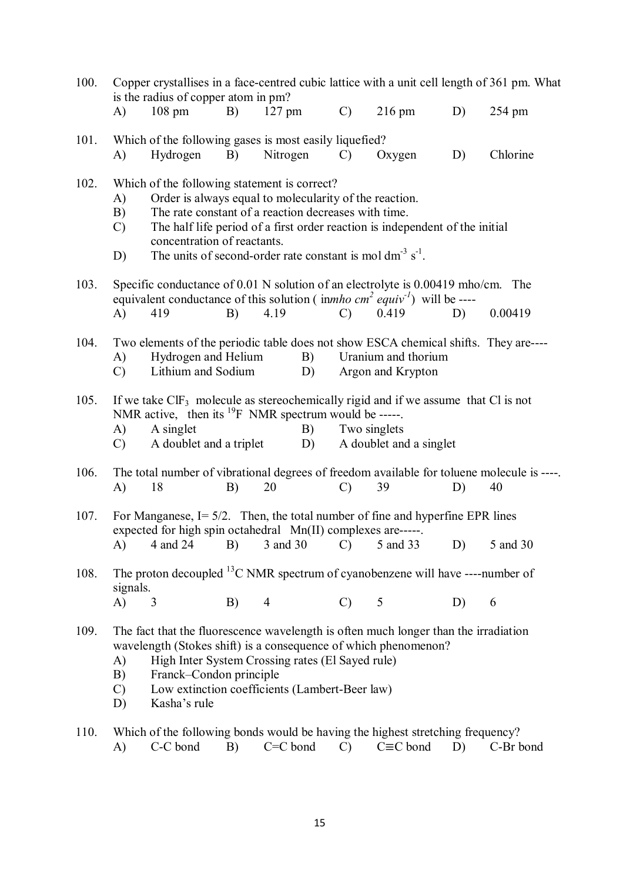100. Copper crystallises in a face-centred cubic lattice with a unit cell length of 361 pm. What is the radius of copper atom in pm?

A) 108 pm B) 127 pm C) 216 pm D) 254 pm

101. Which of the following gases is most easily liquefied?

A) Hydrogen B) Nitrogen C) Oxygen D) Chlorine

102. Which of the following statement is correct?

A) Order is always equal to molecularity of the reaction.
B) The rate constant of a reaction decreases with time.
C) The half life period of a first order reaction is independent of the initial concentration of reactants.
D) The units of second-order rate constant is mol $dm^{-3}$ $s^{-1}$.

103. Specific conductance of 0.01 N solution of an electrolyte is 0.00419 mho/cm. The equivalent conductance of this solution ( in*mho* $cm^2$ *equiv*$^{-1}$) will be ----

A) 419 B) 4.19 C) 0.419 D) 0.00419

104. Two elements of the periodic table does not show ESCA chemical shifts. They are----

A) Hydrogen and Helium B) Uranium and thorium
C) Lithium and Sodium D) Argon and Krypton

105. If we take $ClF_3$ molecule as stereochemically rigid and if we assume that Cl is not NMR active, then its $^{19}F$ NMR spectrum would be -----.

A) A singlet B) Two singlets
C) A doublet and a triplet D) A doublet and a singlet

106. The total number of vibrational degrees of freedom available for toluene molecule is ----.

A) 18 B) 20 C) 39 D) 40

107. For Manganese, I= 5/2. Then, the total number of fine and hyperfine EPR lines expected for high spin octahedral Mn(II) complexes are-----.

A) 4 and 24 B) 3 and 30 C) 5 and 33 D) 5 and 30

108. The proton decoupled $^{13}C$ NMR spectrum of cyanobenzene will have ----number of signals.

A) 3 B) 4 C) 5 D) 6

109. The fact that the fluorescence wavelength is often much longer than the irradiation wavelength (Stokes shift) is a consequence of which phenomenon?

A) High Inter System Crossing rates (El Sayed rule)
B) Franck–Condon principle
C) Low extinction coefficients (Lambert-Beer law)
D) Kasha's rule

110. Which of the following bonds would be having the highest stretching frequency?

A) C-C bond B) C=C bond C) C≡C bond D) C-Br bond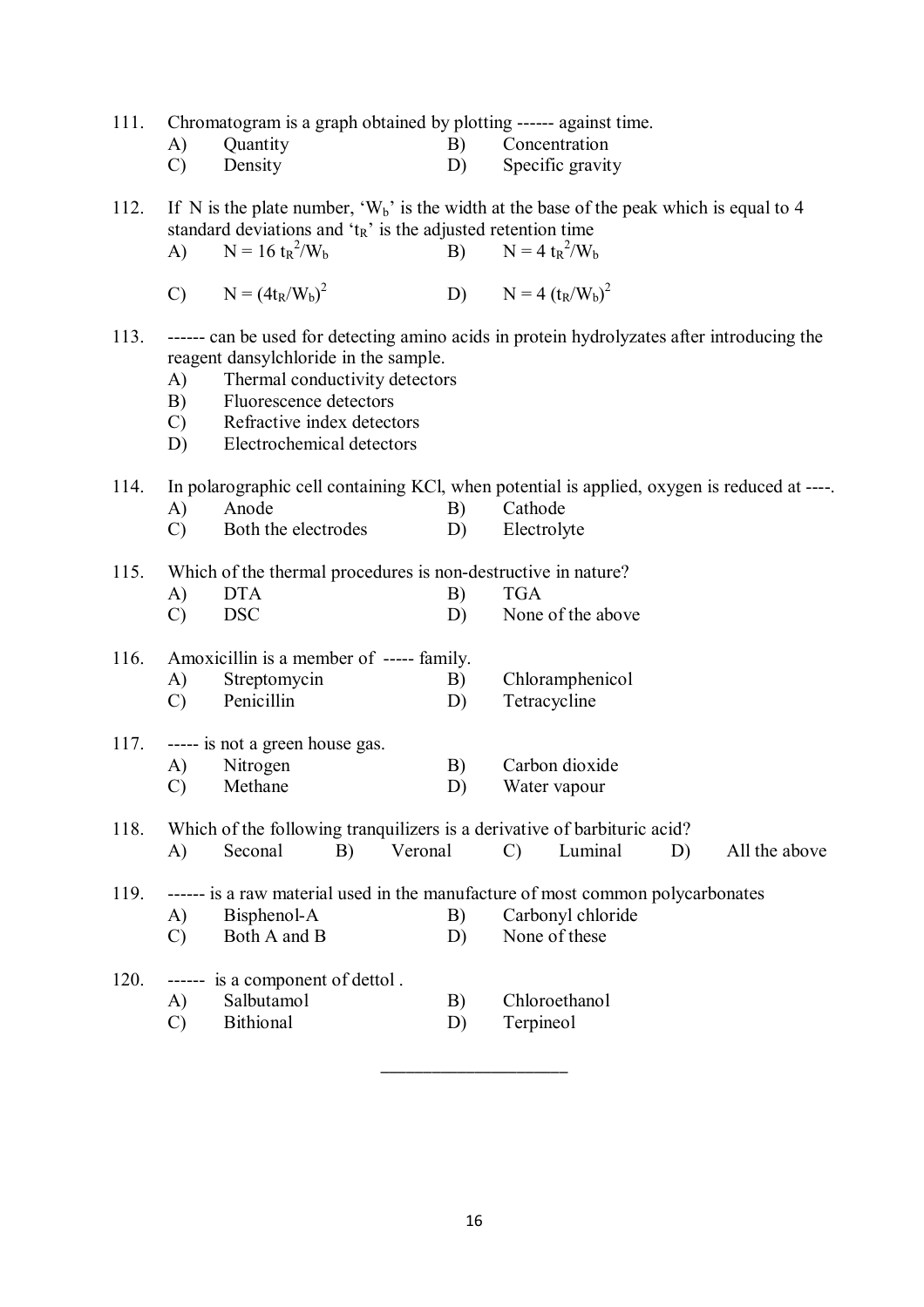111. Chromatogram is a graph obtained by plotting ------ against time.
   A) Quantity
   B) Concentration
   C) Density
   D) Specific gravity

112. If N is the plate number, '$W_b$' is the width at the base of the peak which is equal to 4 standard deviations and '$t_R$' is the adjusted retention time
   A) $N = 16\, t_R^2/W_b$
   B) $N = 4\, t_R^2/W_b$
   C) $N = (4t_R/W_b)^2$
   D) $N = 4\, (t_R/W_b)^2$

113. ------ can be used for detecting amino acids in protein hydrolyzates after introducing the reagent dansylchloride in the sample.
   A) Thermal conductivity detectors
   B) Fluorescence detectors
   C) Refractive index detectors
   D) Electrochemical detectors

114. In polarographic cell containing KCl, when potential is applied, oxygen is reduced at ----.
   A) Anode
   B) Cathode
   C) Both the electrodes
   D) Electrolyte

115. Which of the thermal procedures is non-destructive in nature?
   A) DTA
   B) TGA
   C) DSC
   D) None of the above

116. Amoxicillin is a member of ----- family.
   A) Streptomycin
   B) Chloramphenicol
   C) Penicillin
   D) Tetracycline

117. ----- is not a green house gas.
   A) Nitrogen
   B) Carbon dioxide
   C) Methane
   D) Water vapour

118. Which of the following tranquilizers is a derivative of barbituric acid?
   A) Seconal
   B) Veronal
   C) Luminal
   D) All the above

119. ------ is a raw material used in the manufacture of most common polycarbonates
   A) Bisphenol-A
   B) Carbonyl chloride
   C) Both A and B
   D) None of these

120. ------ is a component of dettol .
   A) Salbutamol
   B) Chloroethanol
   C) Bithional
   D) Terpineol